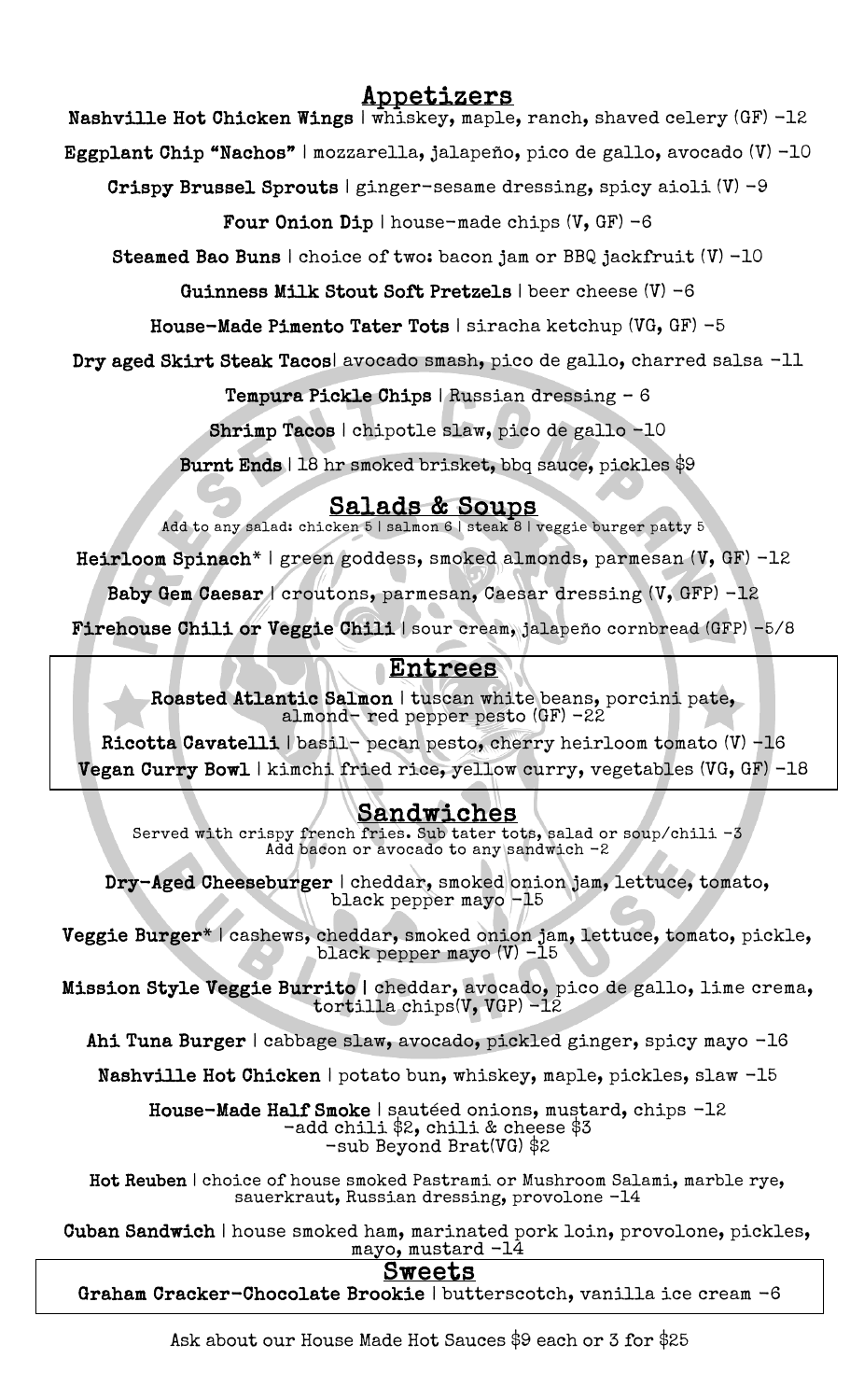## Appetizers

**Nashville Hot Chicken Wings** | whiskey, maple, ranch, shaved celery (GF) -12

**Eggplant Chip "Nachos"** | mozzarella, jalapeño, pico de gallo, avocado (V) -10

**Crispy Brussel Sprouts** | ginger-sesame dressing, spicy aioli (V) -9

**Four Onion Dip** | house-made chips (V, GF) -6

**Steamed Bao Buns** | choice of two: bacon jam or BBQ jackfruit (V) -10

**Guinness Milk Stout Soft Pretzels** | beer cheese (V) -6

**House-Made Pimento Tater Tots** | siracha ketchup (VG, GF) -5

**Dry aged Skirt Steak Tacos**| avocado smash, pico de gallo, charred salsa -11

**Tempura Pickle Chips** | Russian dressing - 6

**Shrimp Tacos** | chipotle slaw, pico de gallo -10

**Burnt Ends** | 18 hr smoked brisket, bbq sauce, pickles $9

## Salads & Soups

Add to any salad: chicken 5 | salmon 6 | steak 8 | veggie burger patty 5

**Heirloom Spinach*** | green goddess, smoked almonds, parmesan (V, GF) -12

**Baby Gem Caesar** | croutons, parmesan, Caesar dressing (V, GFP) -12

**Firehouse Chili or Veggie Chili** | sour cream, jalapeño cornbread (GFP) -5/8

## Entrees

**Roasted Atlantic Salmon** | tuscan white beans, porcini pate, almond- red pepper pesto (GF) -22

**Ricotta Cavatelli** | basil- pecan pesto, cherry heirloom tomato (V) -16

**Vegan Curry Bowl** | kimchi fried rice, yellow curry, vegetables (VG, GF) -18

## Sandwiches

Served with crispy french fries. Sub tater tots, salad or soup/chili -3
Add bacon or avocado to any sandwich -2

**Dry-Aged Cheeseburger** | cheddar, smoked onion jam, lettuce, tomato, black pepper mayo -15

**Veggie Burger*** | cashews, cheddar, smoked onion jam, lettuce, tomato, pickle, black pepper mayo (V) -15

**Mission Style Veggie Burrito** | cheddar, avocado, pico de gallo, lime crema, tortilla chips(V, VGP) -12

**Ahi Tuna Burger** | cabbage slaw, avocado, pickled ginger, spicy mayo -16

**Nashville Hot Chicken** | potato bun, whiskey, maple, pickles, slaw -15

**House-Made Half Smoke** | sautéed onions, mustard, chips -12
-add chili $2, chili & cheese $3
-sub Beyond Brat(VG) $2

**Hot Reuben** | choice of house smoked Pastrami or Mushroom Salami, marble rye, sauerkraut, Russian dressing, provolone -14

**Cuban Sandwich** | house smoked ham, marinated pork loin, provolone, pickles, mayo, mustard -14

## Sweets

**Graham Cracker-Chocolate Brookie** | butterscotch, vanilla ice cream -6

Ask about our House Made Hot Sauces $9 each or 3 for $25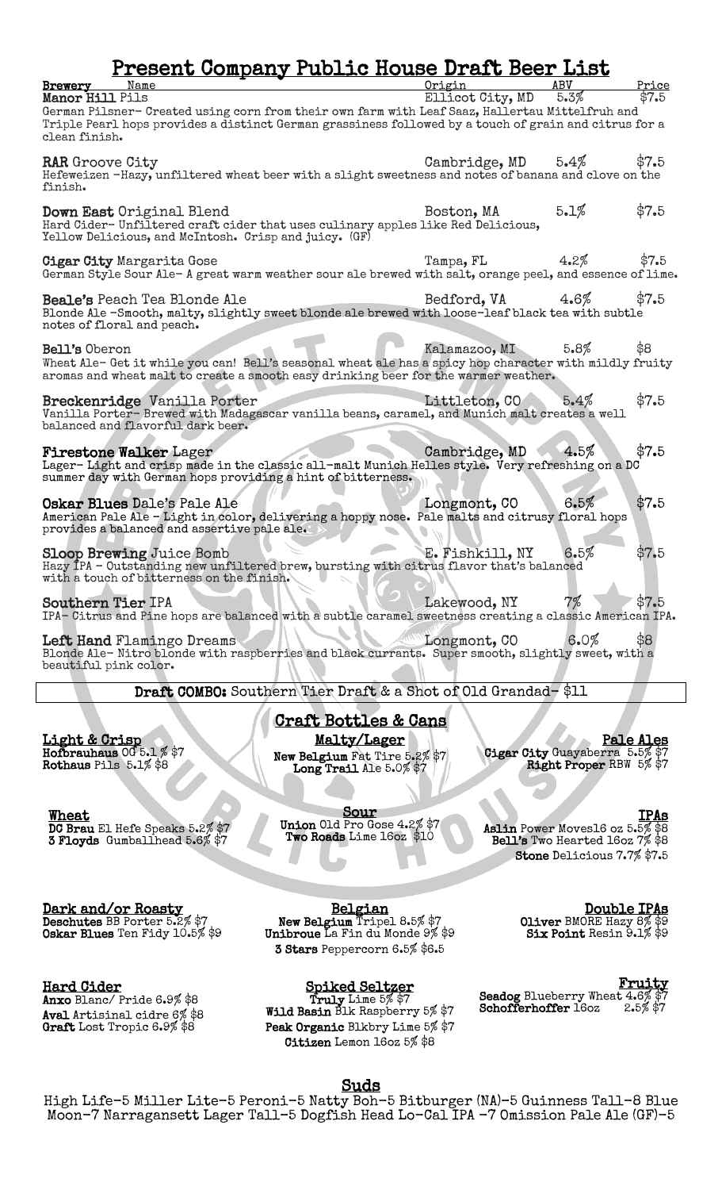# Present Company Public House Draft Beer List

| Brewery Name | Origin | ABV | Price |
|---|---|---|---|
| **Manor Hill** Pils | Ellicot City, MD | 5.3% | $7.5 |

German Pilsner- Created using corn from their own farm with Leaf Saaz, Hallertau Mittelfruh and Triple Pearl hops provides a distinct German grassiness followed by a touch of grain and citrus for a clean finish.

**RAR** Groove City — Cambridge, MD — 5.4% — $7.5
Hefeweizen -Hazy, unfiltered wheat beer with a slight sweetness and notes of banana and clove on the finish.

**Down East** Original Blend — Boston, MA — 5.1% — $7.5
Hard Cider- Unfiltered craft cider that uses culinary apples like Red Delicious, Yellow Delicious, and McIntosh. Crisp and juicy. (GF)

**Cigar City** Margarita Gose — Tampa, FL — 4.2% — $7.5
German Style Sour Ale- A great warm weather sour ale brewed with salt, orange peel, and essence of lime.

**Beale's** Peach Tea Blonde Ale — Bedford, VA — 4.6% — $7.5
Blonde Ale -Smooth, malty, slightly sweet blonde ale brewed with loose-leaf black tea with subtle notes of floral and peach.

**Bell's** Oberon — Kalamazoo, MI — 5.8% — $8
Wheat Ale- Get it while you can! Bell's seasonal wheat ale has a spicy hop character with mildly fruity aromas and wheat malt to create a smooth easy drinking beer for the warmer weather.

**Breckenridge** Vanilla Porter — Littleton, CO — 5.4% — $7.5
Vanilla Porter- Brewed with Madagascar vanilla beans, caramel, and Munich malt creates a well balanced and flavorful dark beer.

**Firestone Walker** Lager — Cambridge, MD — 4.5% — $7.5
Lager- Light and crisp made in the classic all-malt Munich Helles style. Very refreshing on a DC summer day with German hops providing a hint of bitterness.

**Oskar Blues** Dale's Pale Ale — Longmont, CO — 6.5% — $7.5
American Pale Ale - Light in color, delivering a hoppy nose. Pale malts and citrusy floral hops provides a balanced and assertive pale ale.

**Sloop Brewing** Juice Bomb — E. Fishkill, NY — 6.5% — $7.5
Hazy IPA - Outstanding new unfiltered brew, bursting with citrus flavor that's balanced with a touch of bitterness on the finish.

**Southern Tier** IPA — Lakewood, NY — 7% — $7.5
IPA- Citrus and Pine hops are balanced with a subtle caramel sweetness creating a classic American IPA.

**Left Hand** Flamingo Dreams — Longmont, CO — 6.0% — $8
Blonde Ale- Nitro blonde with raspberries and black currants. Super smooth, slightly sweet, with a beautiful pink color.

**Draft COMBO:** Southern Tier Draft & a Shot of Old Grandad- $11

## Craft Bottles & Cans

### Light & Crisp
**Hofbrauhaus** OG 5.1% $7
**Rothaus** Pils 5.1% $8

### Malty/Lager
**New Belgium** Fat Tire 5.2% $7
**Long Trail** Ale 5.0% $7

### Pale Ales
**Cigar City** Guayaberra 5.5% $7
**Right Proper** RBW 5% $7

### Wheat
**DC Brau** El Hefe Speaks 5.2% $7
**3 Floyds** Gumballhead 5.6% $7

### Sour
**Union** Old Pro Gose 4.2% $7
**Two Roads** Lime 16oz $10

### IPAs
**Aslin** Power Moves16 oz 5.5% $8
**Bell's** Two Hearted 16oz 7% $8
**Stone** Delicious 7.7% $7.5

### Dark and/or Roasty
**Deschutes** BB Porter 5.2% $7
**Oskar Blues** Ten Fidy 10.5% $9

### Belgian
**New Belgium** Tripel 8.5% $7
**Unibroue** La Fin du Monde 9% $9
**3 Stars** Peppercorn 6.5% $6.5

### Double IPAs
**Oliver** BMORE Hazy 8% $9
**Six Point** Resin 9.1% $9

### Hard Cider
**Anxo** Blanc/ Pride 6.9% $8
**Aval** Artisinal cidre 6% $8
**Graft** Lost Tropic 6.9% $8

### Spiked Seltzer
**Truly** Lime 5% $7
**Wild Basin** Blk Raspberry 5% $7
**Peak Organic** Blkbry Lime 5% $7
**Citizen** Lemon 16oz 5% $8

### Fruity
**Seadog** Blueberry Wheat 4.6% $7
**Schofferhoffer** 16oz 2.5% $7

## Suds

High Life-5 Miller Lite-5 Peroni-5 Natty Boh-5 Bitburger (NA)-5 Guinness Tall-8 Blue Moon-7 Narragansett Lager Tall-5 Dogfish Head Lo-Cal IPA -7 Omission Pale Ale (GF)-5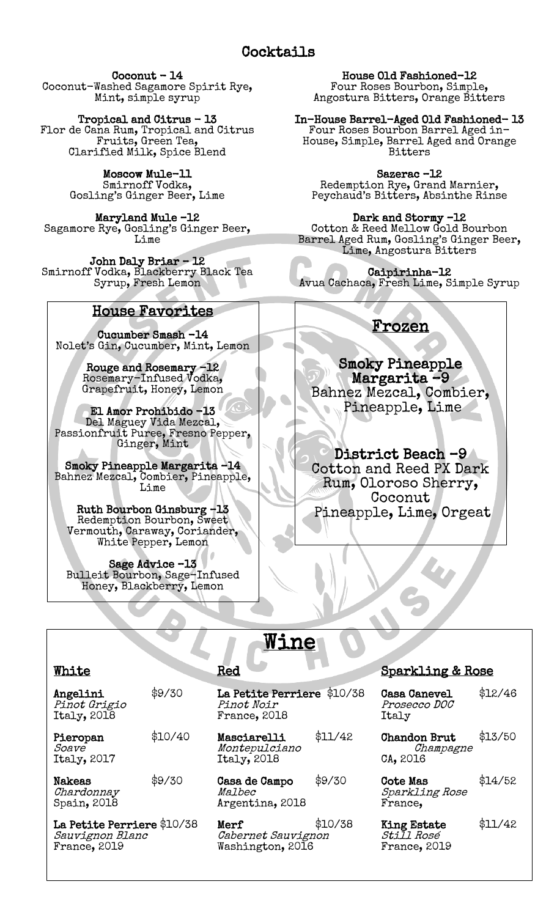# Cocktails

**Coconut - 14**
Coconut-Washed Sagamore Spirit Rye, Mint, simple syrup

**Tropical and Citrus - 13**
Flor de Cana Rum, Tropical and Citrus Fruits, Green Tea, Clarified Milk, Spice Blend

**Moscow Mule-11**
Smirnoff Vodka, Gosling's Ginger Beer, Lime

**Maryland Mule -12**
Sagamore Rye, Gosling's Ginger Beer, Lime

**John Daly Briar - 12**
Smirnoff Vodka, Blackberry Black Tea Syrup, Fresh Lemon

**House Old Fashioned-12**
Four Roses Bourbon, Simple, Angostura Bitters, Orange Bitters

**In-House Barrel-Aged Old Fashioned- 13**
Four Roses Bourbon Barrel Aged in-House, Simple, Barrel Aged and Orange Bitters

**Sazerac -12**
Redemption Rye, Grand Marnier, Peychaud's Bitters, Absinthe Rinse

**Dark and Stormy -12**
Cotton & Reed Mellow Gold Bourbon Barrel Aged Rum, Gosling's Ginger Beer, Lime, Angostura Bitters

**Caipirinha-12**
Avua Cachaca, Fresh Lime, Simple Syrup

## House Favorites

**Cucumber Smash -14**
Nolet's Gin, Cucumber, Mint, Lemon

**Rouge and Rosemary -12**
Rosemary-Infused Vodka, Grapefruit, Honey, Lemon

**El Amor Prohibido -13**
Del Maguey Vida Mezcal, Passionfruit Puree, Fresno Pepper, Ginger, Mint

**Smoky Pineapple Margarita -14**
Bahnez Mezcal, Combier, Pineapple, Lime

**Ruth Bourbon Ginsburg -13**
Redemption Bourbon, Sweet Vermouth, Caraway, Coriander, White Pepper, Lemon

**Sage Advice -13**
Bulleit Bourbon, Sage-Infused Honey, Blackberry, Lemon

## Frozen

**Smoky Pineapple Margarita -9**
Bahnez Mezcal, Combier, Pineapple, Lime

**District Beach -9**
Cotton and Reed PX Dark Rum, Oloroso Sherry, Coconut Pineapple, Lime, Orgeat

# Wine

## White

**Angelini** $9/30
*Pinot Grigio*
Italy, 2018

**Pieropan** $10/40
*Soave*
Italy, 2017

**Nakeas** $9/30
*Chardonnay*
Spain, 2018

**La Petite Perriere** $10/38
*Sauvignon Blanc*
France, 2019

## Red

**La Petite Perriere** $10/38
*Pinot Noir*
France, 2018

**Masciarelli** $11/42
*Montepulciano*
Italy, 2018

**Casa de Campo** $9/30
*Malbec*
Argentina, 2018

**Merf** $10/38
*Cabernet Sauvignon*
Washington, 2016

## Sparkling & Rose

**Casa Canevel** $12/46
*Prosecco DOC*
Italy

**Chandon Brut** $13/50
*Champagne*
CA, 2016

**Cote Mas** $14/52
*Sparkling Rose*
France,

**King Estate** $11/42
*Still Rosé*
France, 2019